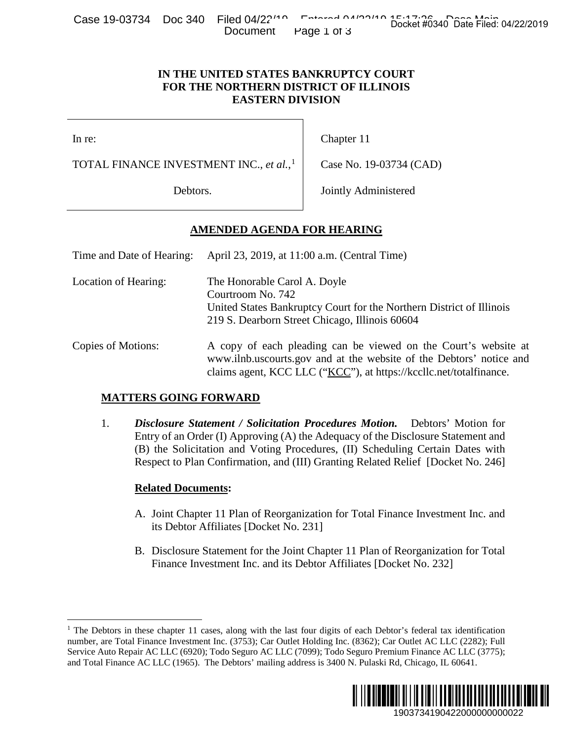**IN THE UNITED STATES BANKRUPTCY COURT**
**FOR THE NORTHERN DISTRICT OF ILLINOIS**
**EASTERN DIVISION**

| | |
|---|---|
| In re: | Chapter 11 |
| TOTAL FINANCE INVESTMENT INC., *et al.*,[1] | Case No. 19-03734 (CAD) |
| Debtors. | Jointly Administered |

## AMENDED AGENDA FOR HEARING

| | |
|---|---|
| Time and Date of Hearing: | April 23, 2019, at 11:00 a.m. (Central Time) |
| Location of Hearing: | The Honorable Carol A. Doyle<br>Courtroom No. 742<br>United States Bankruptcy Court for the Northern District of Illinois<br>219 S. Dearborn Street Chicago, Illinois 60604 |
| Copies of Motions: | A copy of each pleading can be viewed on the Court's website at www.ilnb.uscourts.gov and at the website of the Debtors' notice and claims agent, KCC LLC ("KCC"), at https://kccllc.net/totalfinance. |

### MATTERS GOING FORWARD

1. ***Disclosure Statement / Solicitation Procedures Motion.*** Debtors' Motion for Entry of an Order (I) Approving (A) the Adequacy of the Disclosure Statement and (B) the Solicitation and Voting Procedures, (II) Scheduling Certain Dates with Respect to Plan Confirmation, and (III) Granting Related Relief [Docket No. 246]

   **Related Documents:**

   A. Joint Chapter 11 Plan of Reorganization for Total Finance Investment Inc. and its Debtor Affiliates [Docket No. 231]

   B. Disclosure Statement for the Joint Chapter 11 Plan of Reorganization for Total Finance Investment Inc. and its Debtor Affiliates [Docket No. 232]

---

[1] The Debtors in these chapter 11 cases, along with the last four digits of each Debtor's federal tax identification number, are Total Finance Investment Inc. (3753); Car Outlet Holding Inc. (8362); Car Outlet AC LLC (2282); Full Service Auto Repair AC LLC (6920); Todo Seguro AC LLC (7099); Todo Seguro Premium Finance AC LLC (3775); and Total Finance AC LLC (1965). The Debtors' mailing address is 3400 N. Pulaski Rd, Chicago, IL 60641.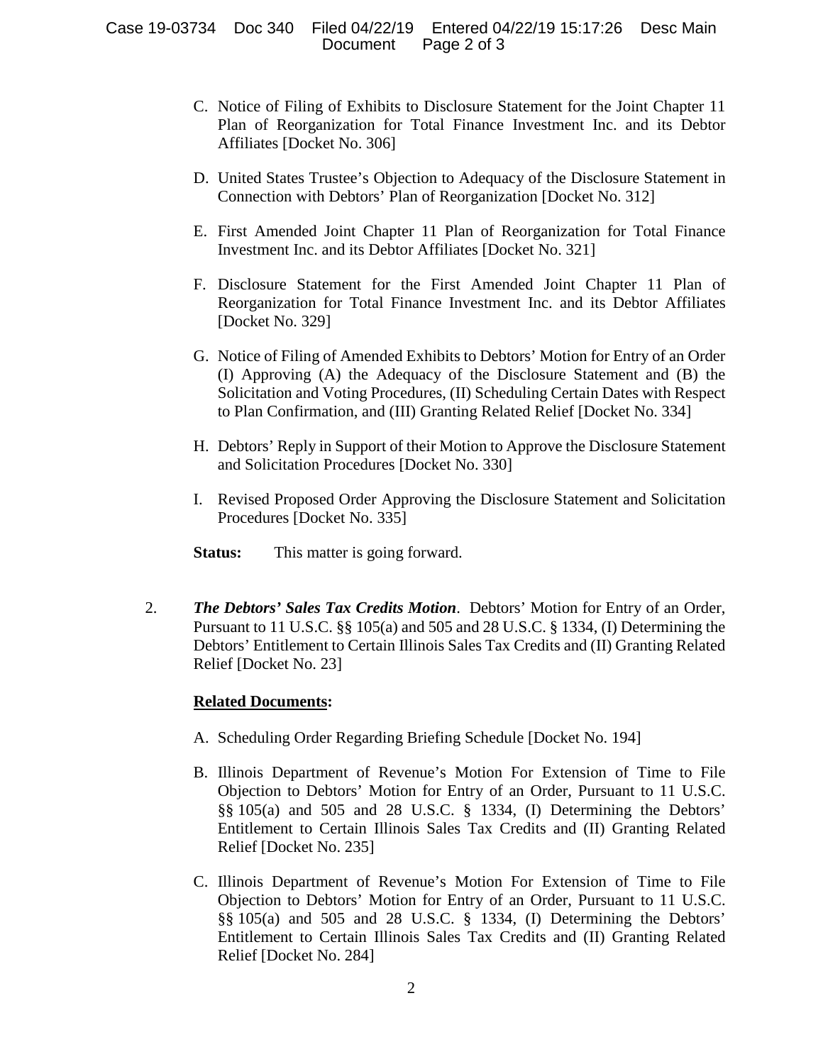C. Notice of Filing of Exhibits to Disclosure Statement for the Joint Chapter 11 Plan of Reorganization for Total Finance Investment Inc. and its Debtor Affiliates [Docket No. 306]

D. United States Trustee's Objection to Adequacy of the Disclosure Statement in Connection with Debtors' Plan of Reorganization [Docket No. 312]

E. First Amended Joint Chapter 11 Plan of Reorganization for Total Finance Investment Inc. and its Debtor Affiliates [Docket No. 321]

F. Disclosure Statement for the First Amended Joint Chapter 11 Plan of Reorganization for Total Finance Investment Inc. and its Debtor Affiliates [Docket No. 329]

G. Notice of Filing of Amended Exhibits to Debtors' Motion for Entry of an Order (I) Approving (A) the Adequacy of the Disclosure Statement and (B) the Solicitation and Voting Procedures, (II) Scheduling Certain Dates with Respect to Plan Confirmation, and (III) Granting Related Relief [Docket No. 334]

H. Debtors' Reply in Support of their Motion to Approve the Disclosure Statement and Solicitation Procedures [Docket No. 330]

I. Revised Proposed Order Approving the Disclosure Statement and Solicitation Procedures [Docket No. 335]

**Status:** This matter is going forward.

2. ***The Debtors' Sales Tax Credits Motion***. Debtors' Motion for Entry of an Order, Pursuant to 11 U.S.C. §§ 105(a) and 505 and 28 U.S.C. § 1334, (I) Determining the Debtors' Entitlement to Certain Illinois Sales Tax Credits and (II) Granting Related Relief [Docket No. 23]

**<u>Related Documents</u>:**

A. Scheduling Order Regarding Briefing Schedule [Docket No. 194]

B. Illinois Department of Revenue's Motion For Extension of Time to File Objection to Debtors' Motion for Entry of an Order, Pursuant to 11 U.S.C. §§ 105(a) and 505 and 28 U.S.C. § 1334, (I) Determining the Debtors' Entitlement to Certain Illinois Sales Tax Credits and (II) Granting Related Relief [Docket No. 235]

C. Illinois Department of Revenue's Motion For Extension of Time to File Objection to Debtors' Motion for Entry of an Order, Pursuant to 11 U.S.C. §§ 105(a) and 505 and 28 U.S.C. § 1334, (I) Determining the Debtors' Entitlement to Certain Illinois Sales Tax Credits and (II) Granting Related Relief [Docket No. 284]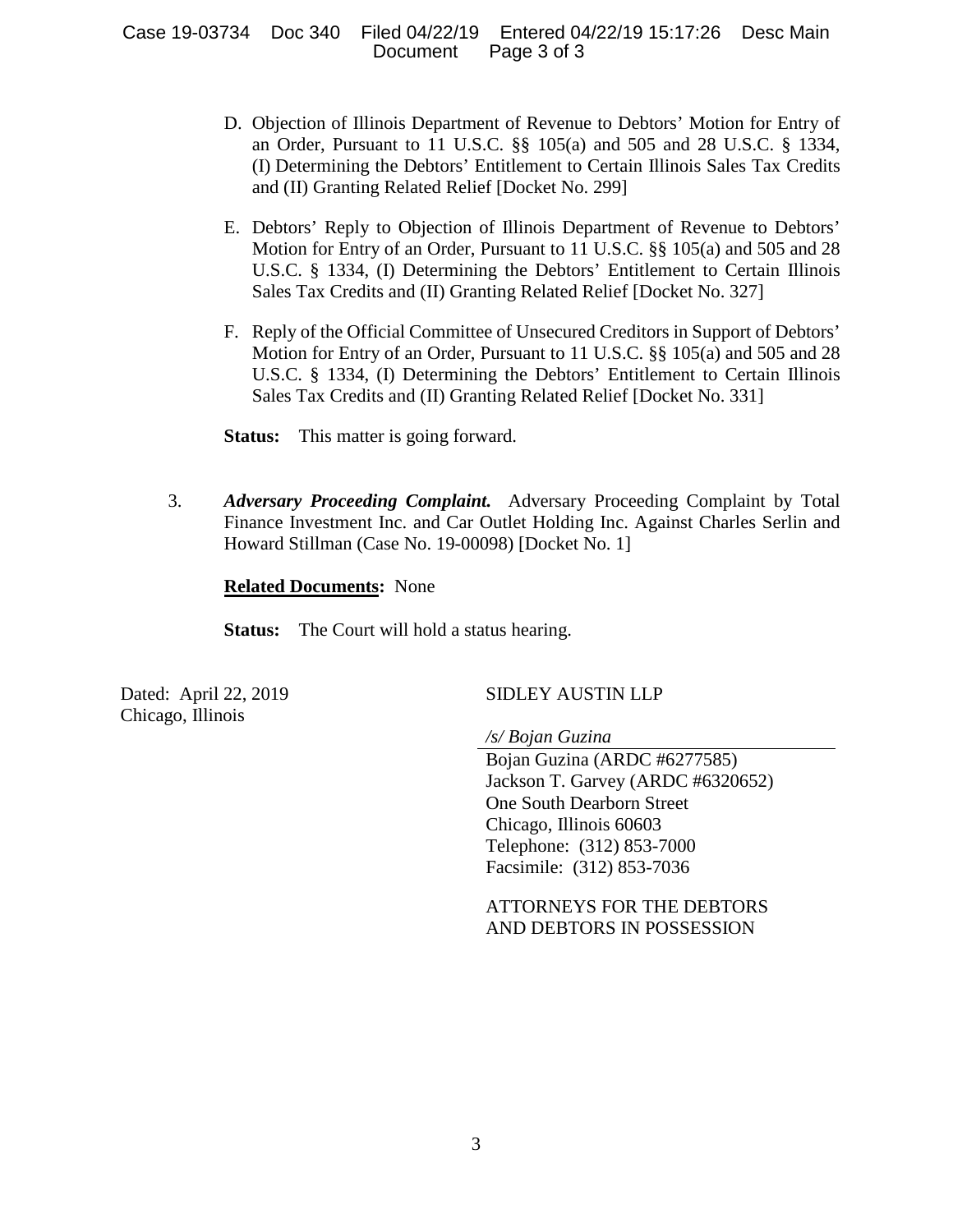D. Objection of Illinois Department of Revenue to Debtors' Motion for Entry of an Order, Pursuant to 11 U.S.C. §§ 105(a) and 505 and 28 U.S.C. § 1334, (I) Determining the Debtors' Entitlement to Certain Illinois Sales Tax Credits and (II) Granting Related Relief [Docket No. 299]

E. Debtors' Reply to Objection of Illinois Department of Revenue to Debtors' Motion for Entry of an Order, Pursuant to 11 U.S.C. §§ 105(a) and 505 and 28 U.S.C. § 1334, (I) Determining the Debtors' Entitlement to Certain Illinois Sales Tax Credits and (II) Granting Related Relief [Docket No. 327]

F. Reply of the Official Committee of Unsecured Creditors in Support of Debtors' Motion for Entry of an Order, Pursuant to 11 U.S.C. §§ 105(a) and 505 and 28 U.S.C. § 1334, (I) Determining the Debtors' Entitlement to Certain Illinois Sales Tax Credits and (II) Granting Related Relief [Docket No. 331]

**Status:** This matter is going forward.

3. ***Adversary Proceeding Complaint.*** Adversary Proceeding Complaint by Total Finance Investment Inc. and Car Outlet Holding Inc. Against Charles Serlin and Howard Stillman (Case No. 19-00098) [Docket No. 1]

**Related Documents:** None

**Status:** The Court will hold a status hearing.

Dated: April 22, 2019
Chicago, Illinois

SIDLEY AUSTIN LLP

*/s/ Bojan Guzina*
Bojan Guzina (ARDC #6277585)
Jackson T. Garvey (ARDC #6320652)
One South Dearborn Street
Chicago, Illinois 60603
Telephone: (312) 853-7000
Facsimile: (312) 853-7036

ATTORNEYS FOR THE DEBTORS
AND DEBTORS IN POSSESSION